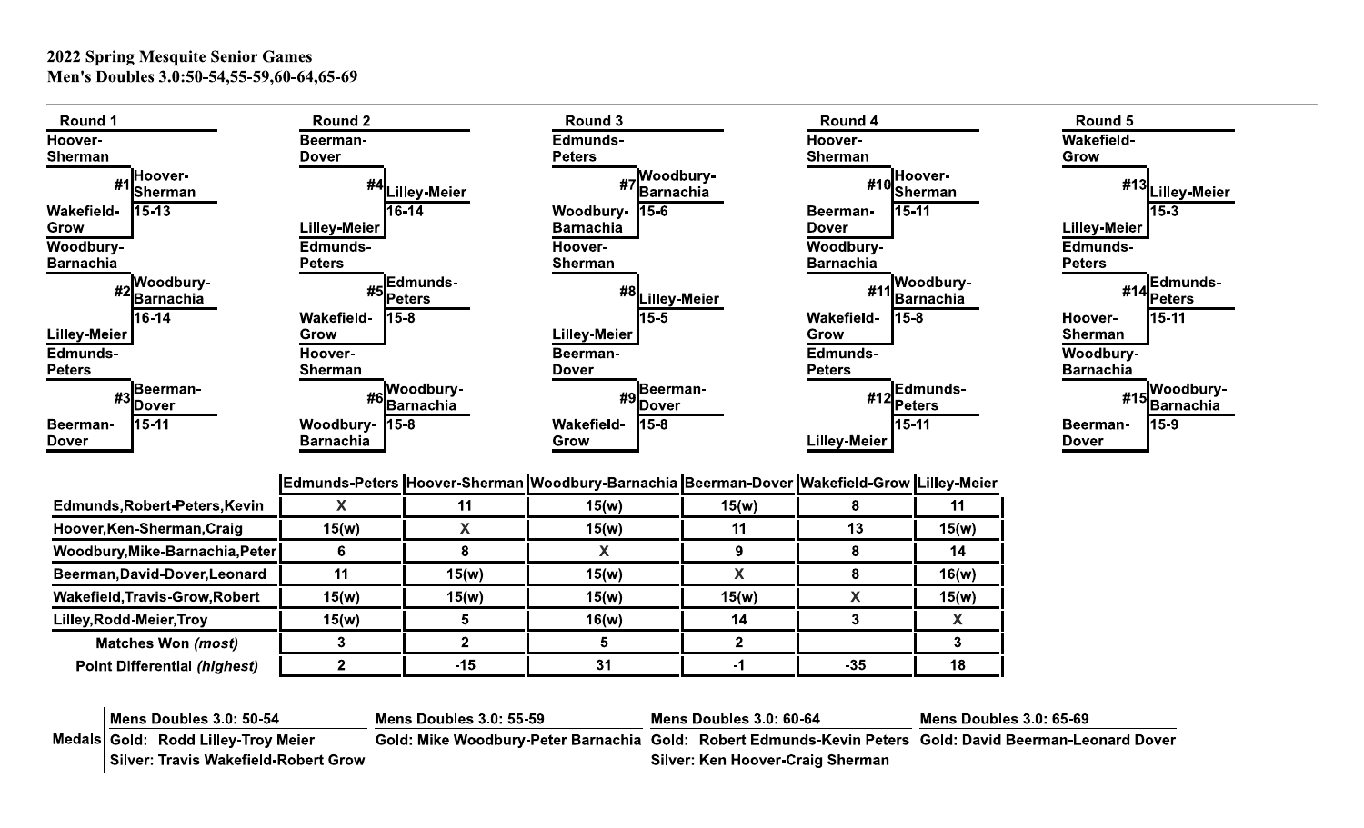**2022 Spring Mesquite Senior Games**
**Men's Doubles 3.0:50-54,55-59,60-64,65-69**

## Round 1

- #1: Hoover-Sherman vs Wakefield-Grow — Winner: Hoover-Sherman, 15-13
- #2: Woodbury-Barnachia vs Lilley-Meier — Winner: Woodbury-Barnachia, 16-14
- #3: Edmunds-Peters vs Beerman-Dover — Winner: Beerman-Dover, 15-11

## Round 2

- #4: Beerman-Dover vs Lilley-Meier — Winner: Lilley-Meier, 16-14
- #5: Edmunds-Peters vs Wakefield-Grow — Winner: Edmunds-Peters, 15-8
- #6: Hoover-Sherman vs Woodbury-Barnachia — Winner: Woodbury-Barnachia, 15-8

## Round 3

- #7: Edmunds-Peters vs Woodbury-Barnachia — Winner: Woodbury-Barnachia, 15-6
- #8: Hoover-Sherman vs Lilley-Meier — Winner: Lilley-Meier, 15-5
- #9: Beerman-Dover vs Wakefield-Grow — Winner: Beerman-Dover, 15-8

## Round 4

- #10: Hoover-Sherman vs Beerman-Dover — Winner: Hoover-Sherman, 15-11
- #11: Woodbury-Barnachia vs Wakefield-Grow — Winner: Woodbury-Barnachia, 15-8
- #12: Edmunds-Peters vs Lilley-Meier — Winner: Edmunds-Peters, 15-11

## Round 5

- #13: Wakefield-Grow vs Lilley-Meier — Winner: Lilley-Meier, 15-3
- #14: Edmunds-Peters vs Hoover-Sherman — Winner: Edmunds-Peters, 15-11
- #15: Woodbury-Barnachia vs Beerman-Dover — Winner: Woodbury-Barnachia, 15-9

| | Edmunds-Peters | Hoover-Sherman | Woodbury-Barnachia | Beerman-Dover | Wakefield-Grow | Lilley-Meier |
|---|---|---|---|---|---|---|
| Edmunds,Robert-Peters,Kevin | X | 11 | 15(w) | 15(w) | 8 | 11 |
| Hoover,Ken-Sherman,Craig | 15(w) | X | 15(w) | 11 | 13 | 15(w) |
| Woodbury,Mike-Barnachia,Peter | 6 | 8 | X | 9 | 8 | 14 |
| Beerman,David-Dover,Leonard | 11 | 15(w) | 15(w) | X | 8 | 16(w) |
| Wakefield,Travis-Grow,Robert | 15(w) | 15(w) | 15(w) | 15(w) | X | 15(w) |
| Lilley,Rodd-Meier,Troy | 15(w) | 5 | 16(w) | 14 | 3 | X |
| Matches Won *(most)* | 3 | 2 | 5 | 2 | | 3 |
| Point Differential *(highest)* | 2 | -15 | 31 | -1 | -35 | 18 |

| Medals | Mens Doubles 3.0: 50-54 | Mens Doubles 3.0: 55-59 | Mens Doubles 3.0: 60-64 | Mens Doubles 3.0: 65-69 |
|---|---|---|---|---|
| | Gold: Rodd Lilley-Troy Meier | Gold: Mike Woodbury-Peter Barnachia | Gold: Robert Edmunds-Kevin Peters | Gold: David Beerman-Leonard Dover |
| | Silver: Travis Wakefield-Robert Grow | | Silver: Ken Hoover-Craig Sherman | |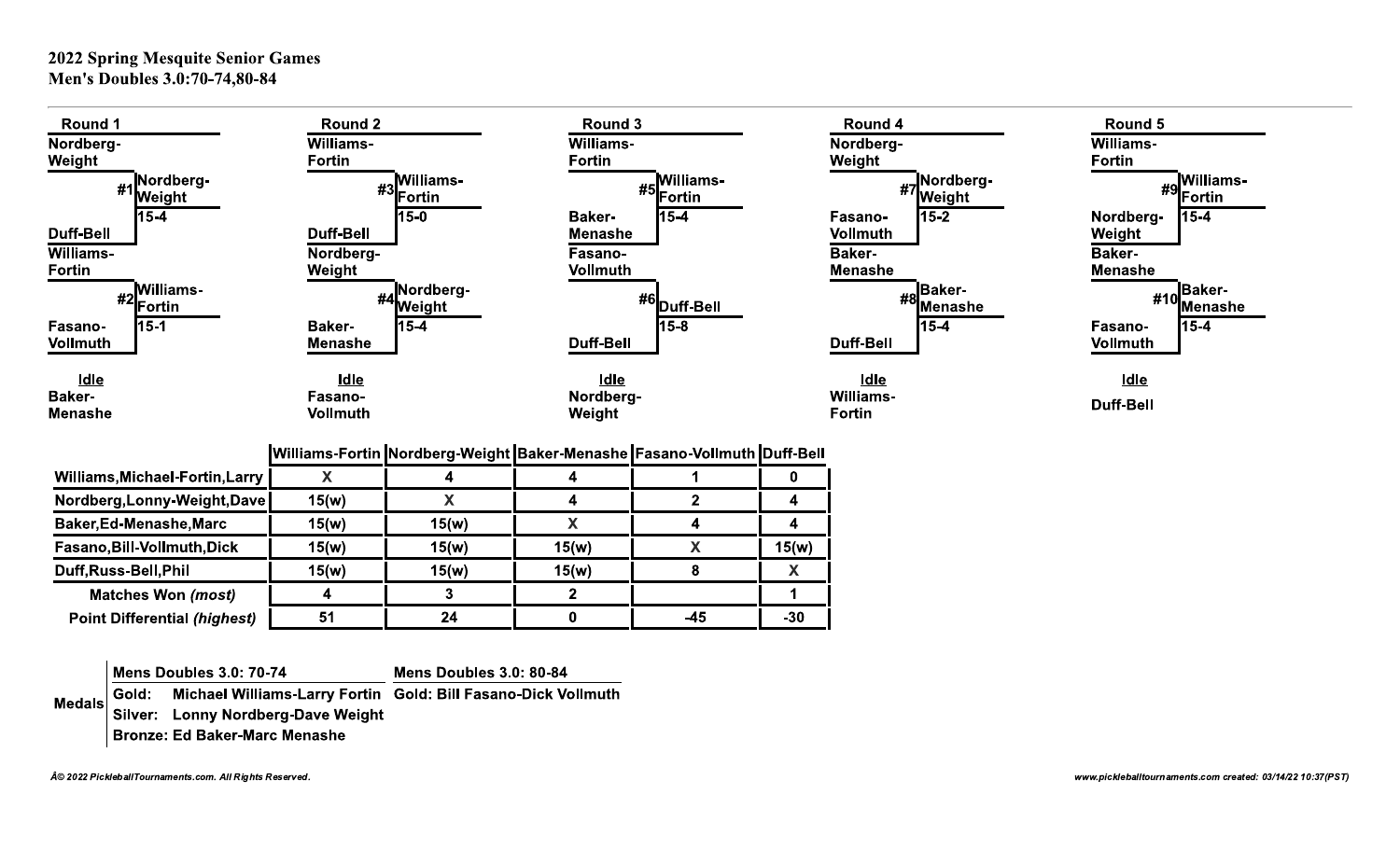## 2022 Spring Mesquite Senior Games
### Men's Doubles 3.0:70-74,80-84

**Round 1**

- Nordberg-Weight vs Duff-Bell — #1 Nordberg-Weight 15-4
- Williams-Fortin vs Fasano-Vollmuth — #2 Williams-Fortin 15-1
- Idle: Baker-Menashe

**Round 2**

- Williams-Fortin vs Duff-Bell — #3 Williams-Fortin 15-0
- Nordberg-Weight vs Baker-Menashe — #4 Nordberg-Weight 15-4
- Idle: Fasano-Vollmuth

**Round 3**

- Williams-Fortin vs Baker-Menashe — #5 Williams-Fortin 15-4
- Fasano-Vollmuth vs Duff-Bell — #6 Duff-Bell 15-8
- Idle: Nordberg-Weight

**Round 4**

- Nordberg-Weight vs Fasano-Vollmuth — #7 Nordberg-Weight 15-2
- Baker-Menashe vs Duff-Bell — #8 Baker-Menashe 15-4
- Idle: Williams-Fortin

**Round 5**

- Williams-Fortin vs Nordberg-Weight — #9 Williams-Fortin 15-4
- Baker-Menashe vs Fasano-Vollmuth — #10 Baker-Menashe 15-4
- Idle: Duff-Bell

| | Williams-Fortin | Nordberg-Weight | Baker-Menashe | Fasano-Vollmuth | Duff-Bell |
|---|---|---|---|---|---|
| Williams,Michael-Fortin,Larry | X | 4 | 4 | 1 | 0 |
| Nordberg,Lonny-Weight,Dave | 15(w) | X | 4 | 2 | 4 |
| Baker,Ed-Menashe,Marc | 15(w) | 15(w) | X | 4 | 4 |
| Fasano,Bill-Vollmuth,Dick | 15(w) | 15(w) | 15(w) | X | 15(w) |
| Duff,Russ-Bell,Phil | 15(w) | 15(w) | 15(w) | 8 | X |
| Matches Won *(most)* | 4 | 3 | 2 | | 1 |
| Point Differential *(highest)* | 51 | 24 | 0 | -45 | -30 |

**Medals**

| Mens Doubles 3.0: 70-74 | Mens Doubles 3.0: 80-84 |
|---|---|
| Gold: Michael Williams-Larry Fortin | Gold: Bill Fasano-Dick Vollmuth |
| Silver: Lonny Nordberg-Dave Weight | |
| Bronze: Ed Baker-Marc Menashe | |

Â© 2022 PickleballTournaments.com. All Rights Reserved.

www.pickleballtournaments.com created: 03/14/22 10:37(PST)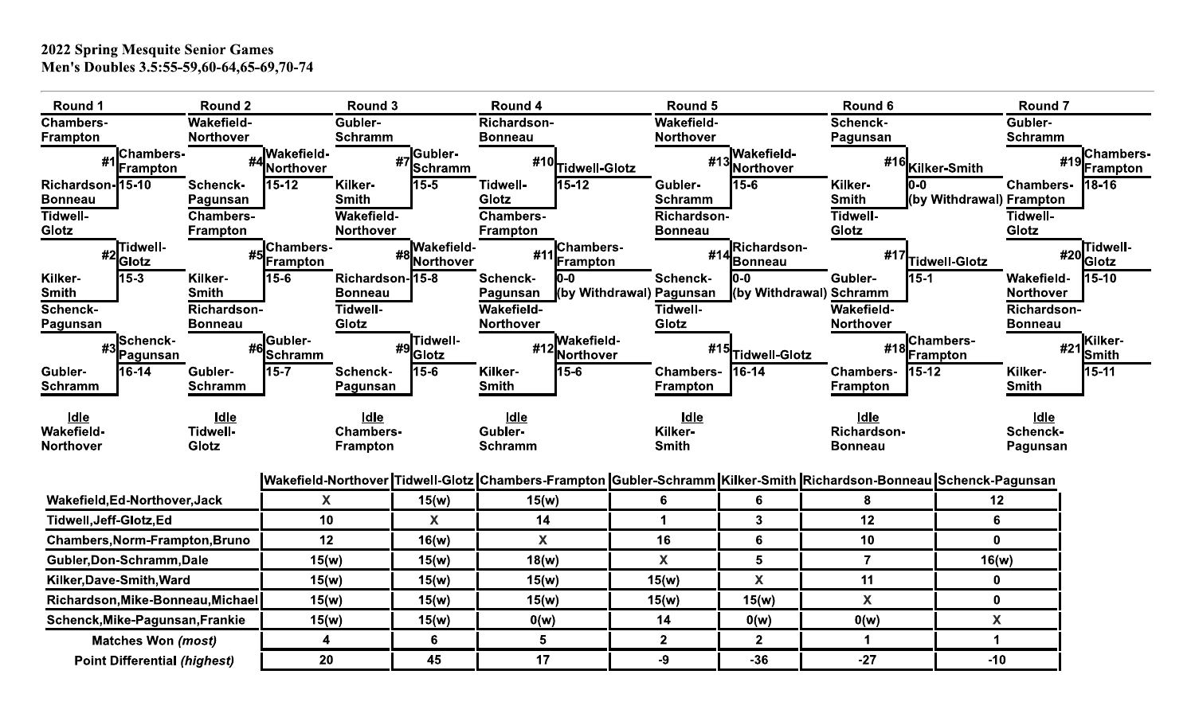**2022 Spring Mesquite Senior Games**
**Men's Doubles 3.5:55-59,60-64,65-69,70-74**

| Round 1 | Round 2 | Round 3 | Round 4 | Round 5 | Round 6 | Round 7 |
|---|---|---|---|---|---|---|
| #1 Chambers-Frampton vs Richardson-Bonneau: **Chambers-Frampton** 15-10 | #4 Wakefield-Northover vs Schenck-Pagunsan: **Wakefield-Northover** 15-12 | #7 Gubler-Schramm vs Kilker-Smith: **Gubler-Schramm** 15-5 | #10 Richardson-Bonneau vs Tidwell-Glotz: **Tidwell-Glotz** 15-12 | #13 Wakefield-Northover vs Gubler-Schramm: **Wakefield-Northover** 15-6 | #16 Schenck-Pagunsan vs Kilker-Smith: **Kilker-Smith** 0-0 (by Withdrawal) | #19 Gubler-Schramm vs Chambers-Frampton: **Chambers-Frampton** 18-16 |
| #2 Tidwell-Glotz vs Kilker-Smith: **Tidwell-Glotz** 15-3 | #5 Chambers-Frampton vs Kilker-Smith: **Chambers-Frampton** 15-6 | #8 Wakefield-Northover vs Richardson-Bonneau: **Wakefield-Northover** 15-8 | #11 Chambers-Frampton vs Schenck-Pagunsan: **Chambers-Frampton** 0-0 (by Withdrawal) | #14 Richardson-Bonneau vs Schenck-Pagunsan: **Richardson-Bonneau** 0-0 (by Withdrawal) | #17 Tidwell-Glotz vs Gubler-Schramm: **Tidwell-Glotz** 15-1 | #20 Tidwell-Glotz vs Wakefield-Northover: **Tidwell-Glotz** 15-10 |
| #3 Schenck-Pagunsan vs Gubler-Schramm: **Schenck-Pagunsan** 16-14 | #6 Richardson-Bonneau vs Gubler-Schramm: **Gubler-Schramm** 15-7 | #9 Tidwell-Glotz vs Schenck-Pagunsan: **Tidwell-Glotz** 15-6 | #12 Wakefield-Northover vs Kilker-Smith: **Wakefield-Northover** 15-6 | #15 Tidwell-Glotz vs Chambers-Frampton: **Tidwell-Glotz** 16-14 | #18 Wakefield-Northover vs Chambers-Frampton: **Chambers-Frampton** 15-12 | #21 Richardson-Bonneau vs Kilker-Smith: **Kilker-Smith** 15-11 |
| Idle: Wakefield-Northover | Idle: Tidwell-Glotz | Idle: Chambers-Frampton | Idle: Gubler-Schramm | Idle: Kilker-Smith | Idle: Richardson-Bonneau | Idle: Schenck-Pagunsan |

| | Wakefield-Northover | Tidwell-Glotz | Chambers-Frampton | Gubler-Schramm | Kilker-Smith | Richardson-Bonneau | Schenck-Pagunsan |
|---|---|---|---|---|---|---|---|
| Wakefield,Ed-Northover,Jack | X | 15(w) | 15(w) | 6 | 6 | 8 | 12 |
| Tidwell,Jeff-Glotz,Ed | 10 | X | 14 | 1 | 3 | 12 | 6 |
| Chambers,Norm-Frampton,Bruno | 12 | 16(w) | X | 16 | 6 | 10 | 0 |
| Gubler,Don-Schramm,Dale | 15(w) | 15(w) | 18(w) | X | 5 | 7 | 16(w) |
| Kilker,Dave-Smith,Ward | 15(w) | 15(w) | 15(w) | 15(w) | X | 11 | 0 |
| Richardson,Mike-Bonneau,Michael | 15(w) | 15(w) | 15(w) | 15(w) | 15(w) | X | 0 |
| Schenck,Mike-Pagunsan,Frankie | 15(w) | 15(w) | 0(w) | 14 | 0(w) | 0(w) | X |
| Matches Won *(most)* | 4 | 6 | 5 | 2 | 2 | 1 | 1 |
| Point Differential *(highest)* | 20 | 45 | 17 | -9 | -36 | -27 | -10 |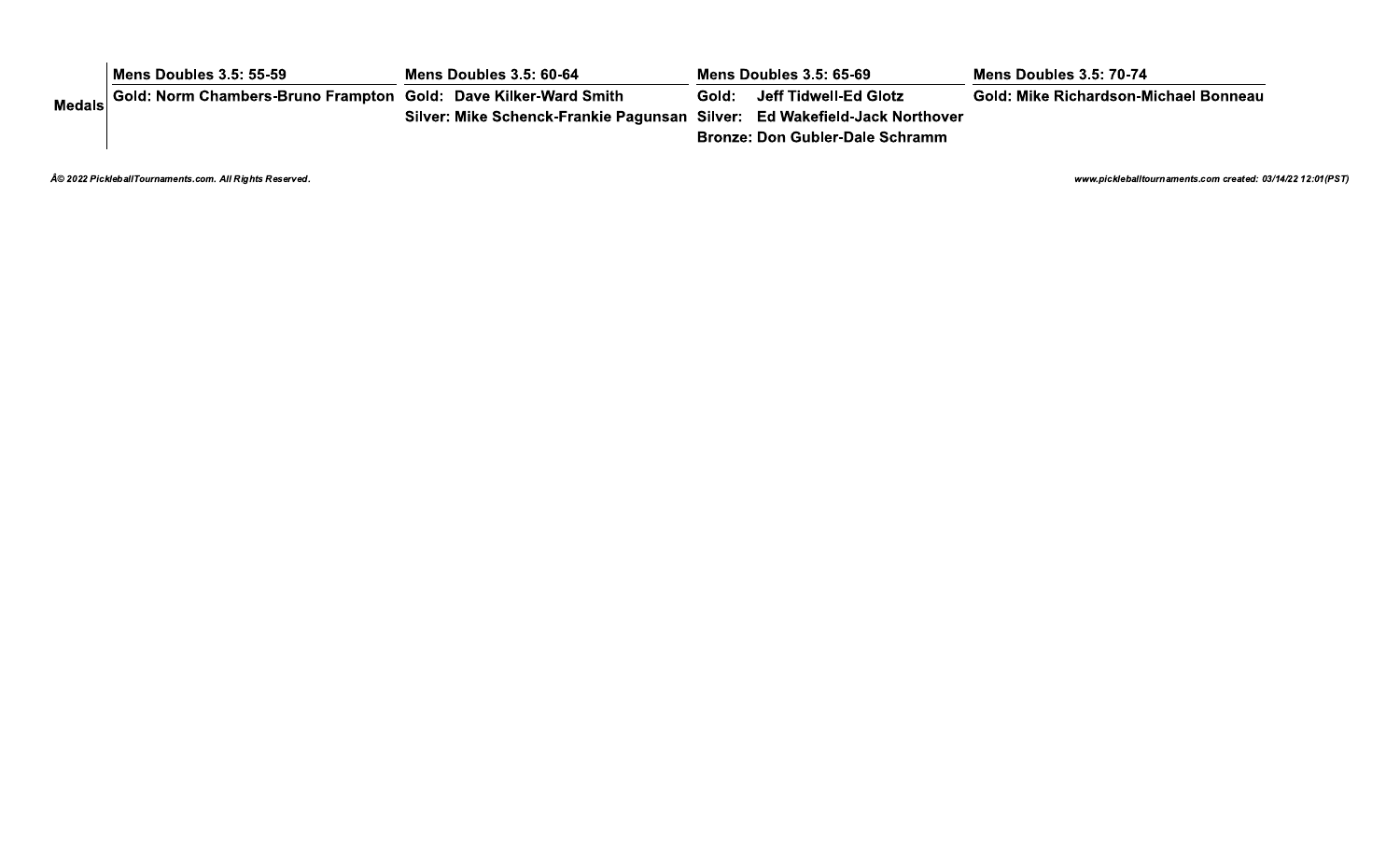| Medals | Mens Doubles 3.5: 55-59 | Mens Doubles 3.5: 60-64 | Mens Doubles 3.5: 65-69 | Mens Doubles 3.5: 70-74 |
|---|---|---|---|---|
| | Gold: Norm Chambers-Bruno Frampton | Gold: Dave Kilker-Ward Smith | Gold: Jeff Tidwell-Ed Glotz | Gold: Mike Richardson-Michael Bonneau |
| | | Silver: Mike Schenck-Frankie Pagunsan | Silver: Ed Wakefield-Jack Northover | |
| | | | Bronze: Don Gubler-Dale Schramm | |

*Â© 2022 PickleballTournaments.com. All Rights Reserved.*

*www.pickleballtournaments.com created: 03/14/22 12:01(PST)*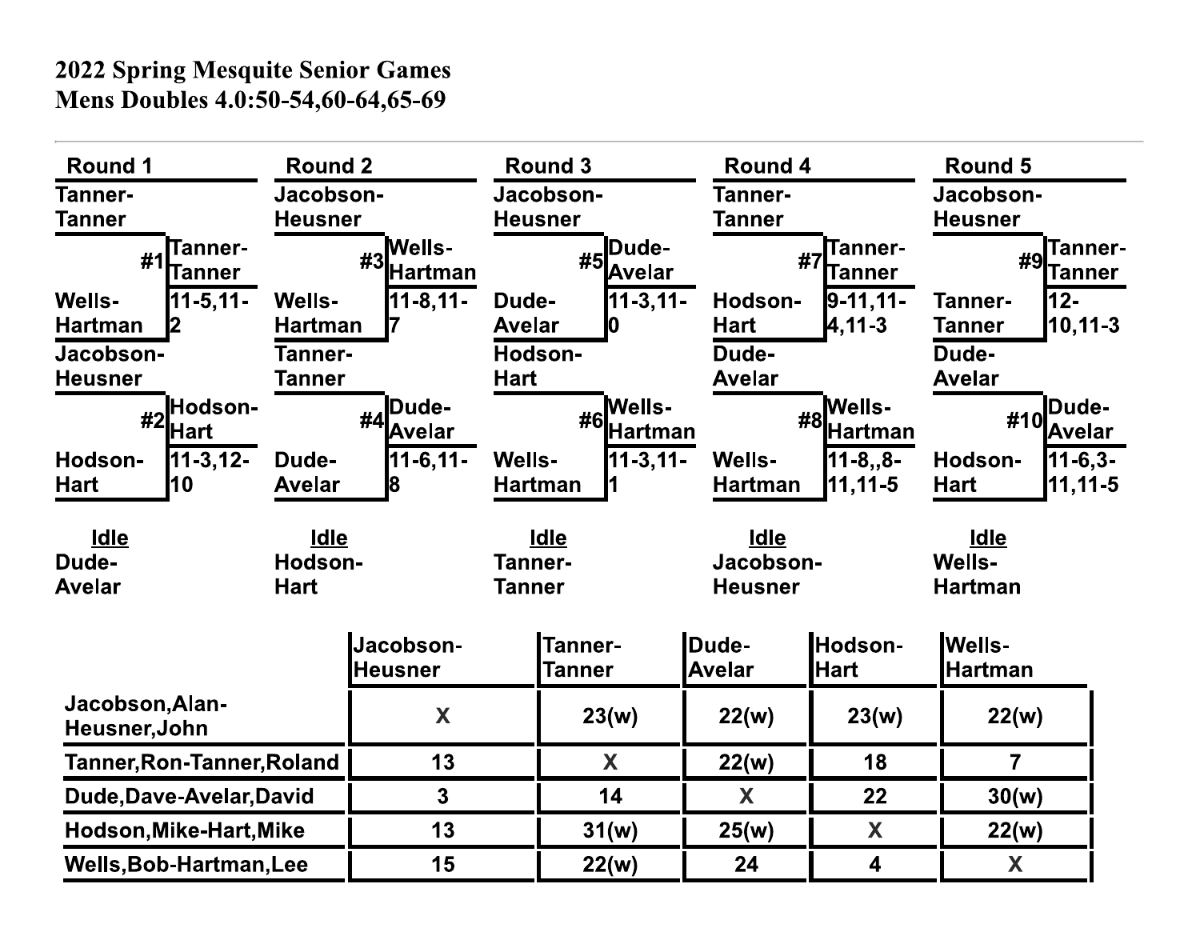**2022 Spring Mesquite Senior Games**
**Mens Doubles 4.0:50-54,60-64,65-69**

---

| Round 1 | | Round 2 | | Round 3 | | Round 4 | | Round 5 | |
|---|---|---|---|---|---|---|---|---|---|
| Tanner-Tanner | | Jacobson-Heusner | | Jacobson-Heusner | | Tanner-Tanner | | Jacobson-Heusner | |
| #1 | Tanner-Tanner | #3 | Wells-Hartman | #5 | Dude-Avelar | #7 | Tanner-Tanner | #9 | Tanner-Tanner |
| Wells-Hartman | 11-5,11-2 | Wells-Hartman | 11-8,11-7 | Dude-Avelar | 11-3,11-0 | Hodson-Hart | 9-11,11-4,11-3 | Tanner-Tanner | 12-10,11-3 |
| Jacobson-Heusner | | Tanner-Tanner | | Hodson-Hart | | Dude-Avelar | | Dude-Avelar | |
| #2 | Hodson-Hart | #4 | Dude-Avelar | #6 | Wells-Hartman | #8 | Wells-Hartman | #10 | Dude-Avelar |
| Hodson-Hart | 11-3,12-10 | Dude-Avelar | 11-6,11-8 | Wells-Hartman | 11-3,11-1 | Wells-Hartman | 11-8,,8-11,11-5 | Hodson-Hart | 11-6,3-11,11-5 |
| **Idle** | | **Idle** | | **Idle** | | **Idle** | | **Idle** | |
| Dude-Avelar | | Hodson-Hart | | Tanner-Tanner | | Jacobson-Heusner | | Wells-Hartman | |

| | Jacobson-Heusner | Tanner-Tanner | Dude-Avelar | Hodson-Hart | Wells-Hartman |
|---|---|---|---|---|---|
| Jacobson,Alan-Heusner,John | X | 23(w) | 22(w) | 23(w) | 22(w) |
| Tanner,Ron-Tanner,Roland | 13 | X | 22(w) | 18 | 7 |
| Dude,Dave-Avelar,David | 3 | 14 | X | 22 | 30(w) |
| Hodson,Mike-Hart,Mike | 13 | 31(w) | 25(w) | X | 22(w) |
| Wells,Bob-Hartman,Lee | 15 | 22(w) | 24 | 4 | X |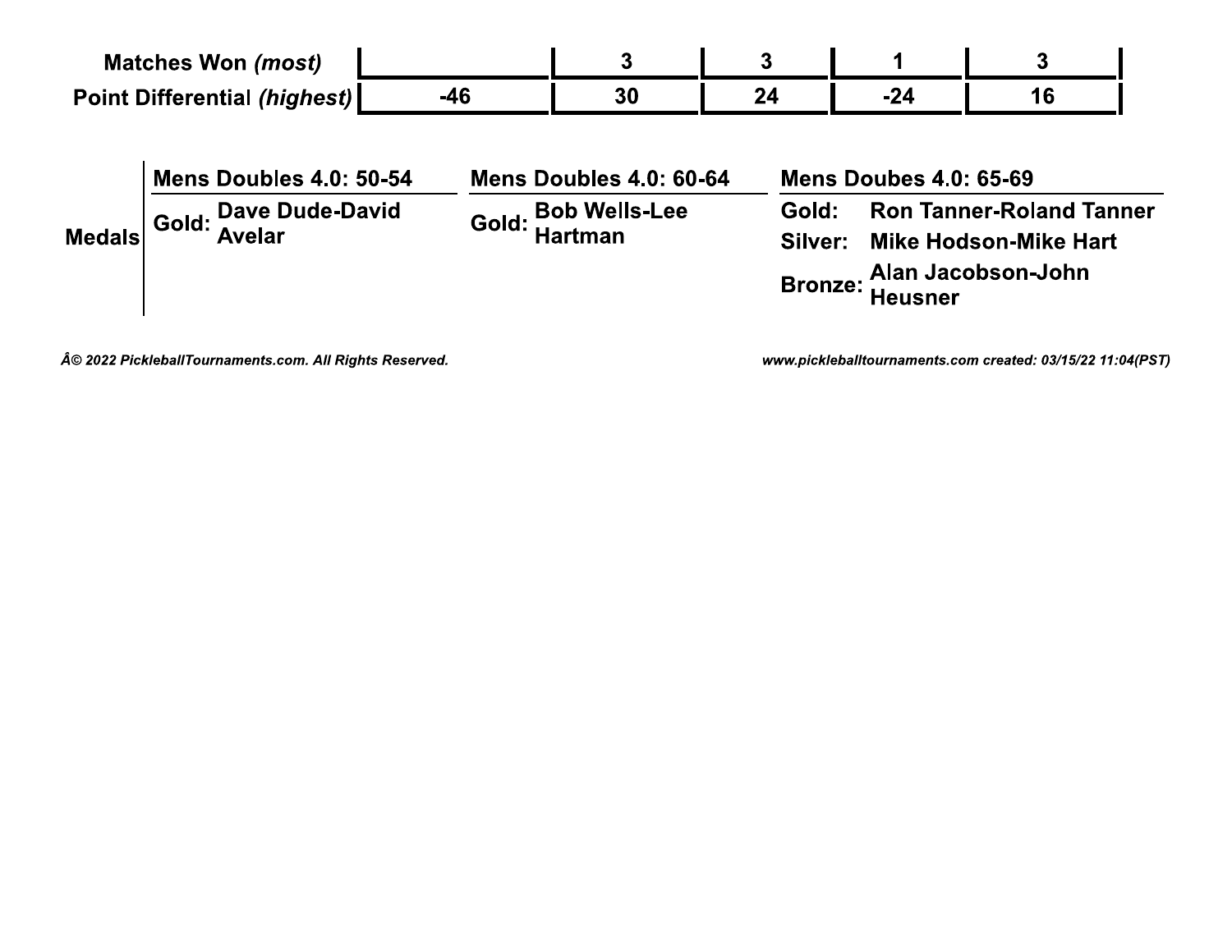| Matches Won *(most)* | | 3 | 3 | 1 | 3 |
|---|---|---|---|---|---|
| Point Differential *(highest)* | -46 | 30 | 24 | -24 | 16 |

**Medals**

| Mens Doubles 4.0: 50-54 | Mens Doubles 4.0: 60-64 | Mens Doubes 4.0: 65-69 |
|---|---|---|
| Gold: Dave Dude-David Avelar | Gold: Bob Wells-Lee Hartman | Gold: Ron Tanner-Roland Tanner |
| | | Silver: Mike Hodson-Mike Hart |
| | | Bronze: Alan Jacobson-John Heusner |

*Â© 2022 PickleballTournaments.com. All Rights Reserved.*

*www.pickleballtournaments.com created: 03/15/22 11:04(PST)*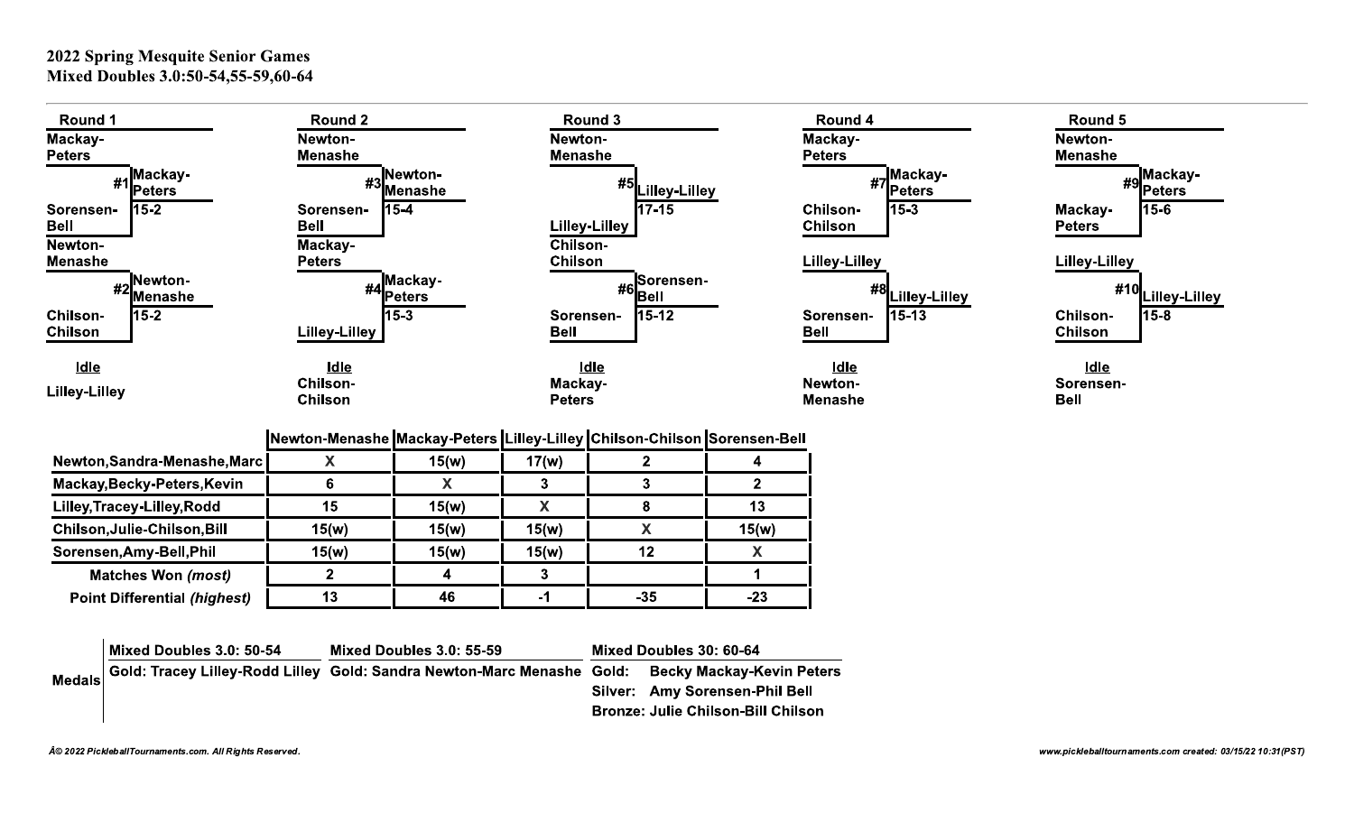# 2022 Spring Mesquite Senior Games
## Mixed Doubles 3.0:50-54,55-59,60-64

### Round 1

- #1: Mackay-Peters vs Sorensen-Bell — Winner: Mackay-Peters, 15-2
- #2: Newton-Menashe vs Chilson-Chilson — Winner: Newton-Menashe, 15-2
- Idle: Lilley-Lilley

### Round 2

- #3: Newton-Menashe vs Sorensen-Bell — Winner: Newton-Menashe, 15-4
- #4: Mackay-Peters vs Lilley-Lilley — Winner: Mackay-Peters, 15-3
- Idle: Chilson-Chilson

### Round 3

- #5: Newton-Menashe vs Lilley-Lilley — Winner: Lilley-Lilley, 17-15
- #6: Chilson-Chilson vs Sorensen-Bell — Winner: Sorensen-Bell, 15-12
- Idle: Mackay-Peters

### Round 4

- #7: Mackay-Peters vs Chilson-Chilson — Winner: Mackay-Peters, 15-3
- #8: Lilley-Lilley vs Sorensen-Bell — Winner: Lilley-Lilley, 15-13
- Idle: Newton-Menashe

### Round 5

- #9: Newton-Menashe vs Mackay-Peters — Winner: Mackay-Peters, 15-6
- #10: Lilley-Lilley vs Chilson-Chilson — Winner: Lilley-Lilley, 15-8
- Idle: Sorensen-Bell

| | Newton-Menashe | Mackay-Peters | Lilley-Lilley | Chilson-Chilson | Sorensen-Bell |
|---|---|---|---|---|---|
| Newton,Sandra-Menashe,Marc | X | 15(w) | 17(w) | 2 | 4 |
| Mackay,Becky-Peters,Kevin | 6 | X | 3 | 3 | 2 |
| Lilley,Tracey-Lilley,Rodd | 15 | 15(w) | X | 8 | 13 |
| Chilson,Julie-Chilson,Bill | 15(w) | 15(w) | 15(w) | X | 15(w) |
| Sorensen,Amy-Bell,Phil | 15(w) | 15(w) | 15(w) | 12 | X |
| *Matches Won (most)* | 2 | 4 | 3 | | 1 |
| *Point Differential (highest)* | 13 | 46 | -1 | -35 | -23 |

**Medals**

| Mixed Doubles 3.0: 50-54 | Mixed Doubles 3.0: 55-59 | Mixed Doubles 30: 60-64 |
|---|---|---|
| Gold: Tracey Lilley-Rodd Lilley | Gold: Sandra Newton-Marc Menashe | Gold: Becky Mackay-Kevin Peters |
| | | Silver: Amy Sorensen-Phil Bell |
| | | Bronze: Julie Chilson-Bill Chilson |

Â© 2022 PickleballTournaments.com. All Rights Reserved.

www.pickleballtournaments.com created: 03/15/22 10:31(PST)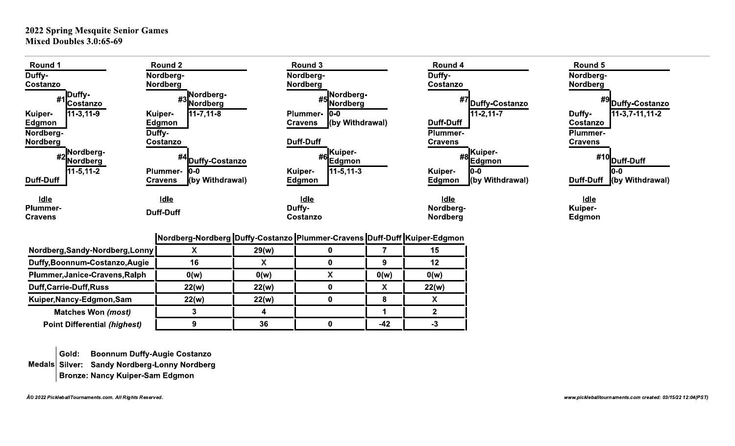# 2022 Spring Mesquite Senior Games
## Mixed Doubles 3.0:65-69

### Round 1

- **#1**: Duffy-Costanzo vs Kuiper-Edgmon — Winner: Duffy-Costanzo, 11-3, 11-9
- **#2**: Nordberg-Nordberg vs Duff-Duff — Winner: Nordberg-Nordberg, 11-5, 11-2
- Idle: Plummer-Cravens

### Round 2

- **#3**: Nordberg-Nordberg vs Kuiper-Edgmon — Winner: Nordberg-Nordberg, 11-7, 11-8
- **#4**: Duffy-Costanzo vs Plummer-Cravens — Winner: Duffy-Costanzo, 0-0 (by Withdrawal)
- Idle: Duff-Duff

### Round 3

- **#5**: Nordberg-Nordberg vs Plummer-Cravens — Winner: Nordberg-Nordberg, 0-0 (by Withdrawal)
- **#6**: Duff-Duff vs Kuiper-Edgmon — Winner: Kuiper-Edgmon, 11-5, 11-3
- Idle: Duffy-Costanzo

### Round 4

- **#7**: Duffy-Costanzo vs Duff-Duff — Winner: Duffy-Costanzo, 11-2, 11-7
- **#8**: Plummer-Cravens vs Kuiper-Edgmon — Winner: Kuiper-Edgmon, 0-0 (by Withdrawal)
- Idle: Nordberg-Nordberg

### Round 5

- **#9**: Nordberg-Nordberg vs Duffy-Costanzo — Winner: Duffy-Costanzo, 11-3, 7-11, 11-2
- **#10**: Plummer-Cravens vs Duff-Duff — Winner: Duff-Duff, 0-0 (by Withdrawal)
- Idle: Kuiper-Edgmon

| | Nordberg-Nordberg | Duffy-Costanzo | Plummer-Cravens | Duff-Duff | Kuiper-Edgmon |
|---|---|---|---|---|---|
| Nordberg,Sandy-Nordberg,Lonny | X | 29(w) | 0 | 7 | 15 |
| Duffy,Boonnum-Costanzo,Augie | 16 | X | 0 | 9 | 12 |
| Plummer,Janice-Cravens,Ralph | 0(w) | 0(w) | X | 0(w) | 0(w) |
| Duff,Carrie-Duff,Russ | 22(w) | 22(w) | 0 | X | 22(w) |
| Kuiper,Nancy-Edgmon,Sam | 22(w) | 22(w) | 0 | 8 | X |
| Matches Won *(most)* | 3 | 4 | | 1 | 2 |
| Point Differential *(highest)* | 9 | 36 | 0 | -42 | -3 |

**Medals**
- **Gold:** Boonnum Duffy-Augie Costanzo
- **Silver:** Sandy Nordberg-Lonny Nordberg
- **Bronze:** Nancy Kuiper-Sam Edgmon

*Â© 2022 PickleballTournaments.com. All Rights Reserved.*

*www.pickleballtournaments.com created: 03/15/22 12:04(PST)*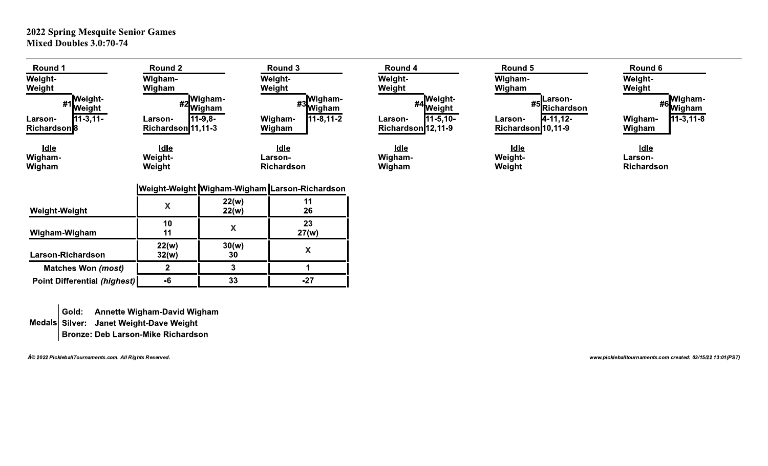## 2022 Spring Mesquite Senior Games
## Mixed Doubles 3.0:70-74

| Round | Match | Team 1 | Team 2 | Winner | Score | Idle |
|---|---|---|---|---|---|---|
| Round 1 | #1 | Weight-Weight | Larson-Richardson | Weight-Weight | 11-3,11-8 | Wigham-Wigham |
| Round 2 | #2 | Wigham-Wigham | Larson-Richardson | Wigham-Wigham | 11-9,8-11,11-3 | Weight-Weight |
| Round 3 | #3 | Weight-Weight | Wigham-Wigham | Wigham-Wigham | 11-8,11-2 | Larson-Richardson |
| Round 4 | #4 | Weight-Weight | Larson-Richardson | Weight-Weight | 11-5,10-12,11-9 | Wigham-Wigham |
| Round 5 | #5 | Wigham-Wigham | Larson-Richardson | Larson-Richardson | 4-11,12-10,11-9 | Weight-Weight |
| Round 6 | #6 | Weight-Weight | Wigham-Wigham | Wigham-Wigham | 11-3,11-8 | Larson-Richardson |

| | Weight-Weight | Wigham-Wigham | Larson-Richardson |
|---|---|---|---|
| Weight-Weight | X | 22(w)<br>22(w) | 11<br>26 |
| Wigham-Wigham | 10<br>11 | X | 23<br>27(w) |
| Larson-Richardson | 22(w)<br>32(w) | 30(w)<br>30 | X |
| Matches Won *(most)* | 2 | 3 | 1 |
| Point Differential *(highest)* | -6 | 33 | -27 |

**Medals**

- Gold: Annette Wigham-David Wigham
- Silver: Janet Weight-Dave Weight
- Bronze: Deb Larson-Mike Richardson

*Â© 2022 PickleballTournaments.com. All Rights Reserved.*

*www.pickleballtournaments.com created: 03/15/22 13:01(PST)*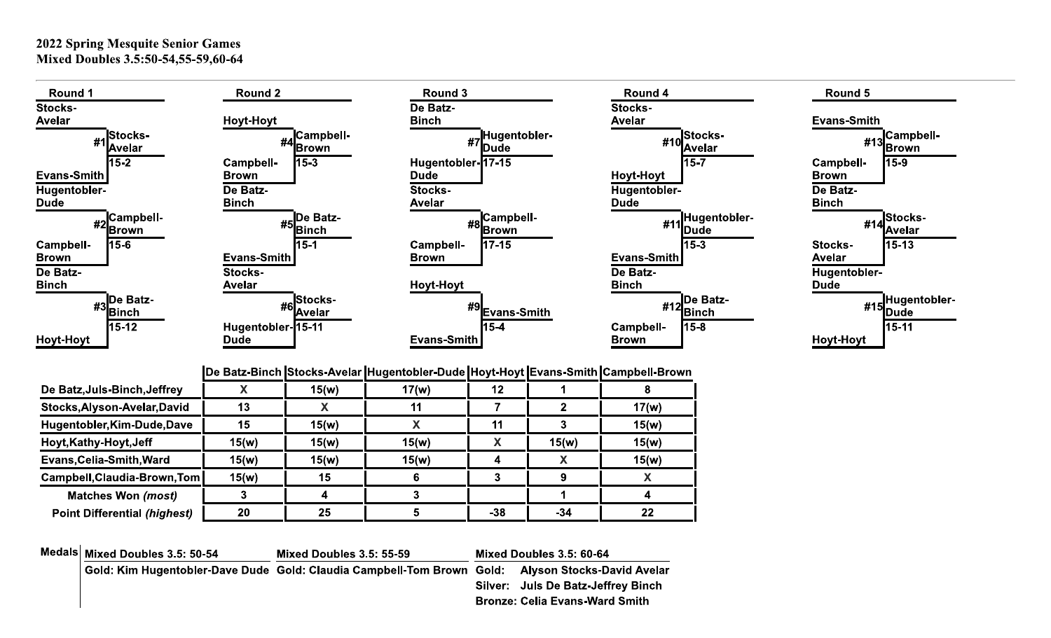**2022 Spring Mesquite Senior Games**
**Mixed Doubles 3.5:50-54,55-59,60-64**

### Round 1

| Match | Team 1 | Team 2 | Winner | Score |
|---|---|---|---|---|
| #1 | Stocks-Avelar | Evans-Smith | Stocks-Avelar | 15-2 |
| #2 | Hugentobler-Dude | Campbell-Brown | Campbell-Brown | 15-6 |
| #3 | De Batz-Binch | Hoyt-Hoyt | De Batz-Binch | 15-12 |

### Round 2

| Match | Team 1 | Team 2 | Winner | Score |
|---|---|---|---|---|
| #4 | Hoyt-Hoyt | Campbell-Brown | Campbell-Brown | 15-3 |
| #5 | De Batz-Binch | Evans-Smith | De Batz-Binch | 15-1 |
| #6 | Stocks-Avelar | Hugentobler-Dude | Stocks-Avelar | 15-11 |

### Round 3

| Match | Team 1 | Team 2 | Winner | Score |
|---|---|---|---|---|
| #7 | De Batz-Binch | Hugentobler-Dude | Hugentobler-Dude | 17-15 |
| #8 | Stocks-Avelar | Campbell-Brown | Campbell-Brown | 17-15 |
| #9 | Hoyt-Hoyt | Evans-Smith | Evans-Smith | 15-4 |

### Round 4

| Match | Team 1 | Team 2 | Winner | Score |
|---|---|---|---|---|
| #10 | Stocks-Avelar | Hoyt-Hoyt | Stocks-Avelar | 15-7 |
| #11 | Hugentobler-Dude | Evans-Smith | Hugentobler-Dude | 15-3 |
| #12 | De Batz-Binch | Campbell-Brown | De Batz-Binch | 15-8 |

### Round 5

| Match | Team 1 | Team 2 | Winner | Score |
|---|---|---|---|---|
| #13 | Evans-Smith | Campbell-Brown | Campbell-Brown | 15-9 |
| #14 | De Batz-Binch | Stocks-Avelar | Stocks-Avelar | 15-13 |
| #15 | Hugentobler-Dude | Hoyt-Hoyt | Hugentobler-Dude | 15-11 |

| | De Batz-Binch | Stocks-Avelar | Hugentobler-Dude | Hoyt-Hoyt | Evans-Smith | Campbell-Brown |
|---|---|---|---|---|---|---|
| De Batz,Juls-Binch,Jeffrey | X | 15(w) | 17(w) | 12 | 1 | 8 |
| Stocks,Alyson-Avelar,David | 13 | X | 11 | 7 | 2 | 17(w) |
| Hugentobler,Kim-Dude,Dave | 15 | 15(w) | X | 11 | 3 | 15(w) |
| Hoyt,Kathy-Hoyt,Jeff | 15(w) | 15(w) | 15(w) | X | 15(w) | 15(w) |
| Evans,Celia-Smith,Ward | 15(w) | 15(w) | 15(w) | 4 | X | 15(w) |
| Campbell,Claudia-Brown,Tom | 15(w) | 15 | 6 | 3 | 9 | X |
| Matches Won *(most)* | 3 | 4 | 3 | | 1 | 4 |
| Point Differential *(highest)* | 20 | 25 | 5 | -38 | -34 | 22 |

**Medals**

| Mixed Doubles 3.5: 50-54 | Mixed Doubles 3.5: 55-59 | Mixed Doubles 3.5: 60-64 |
|---|---|---|
| Gold: Kim Hugentobler-Dave Dude | Gold: Claudia Campbell-Tom Brown | Gold: Alyson Stocks-David Avelar |
| | | Silver: Juls De Batz-Jeffrey Binch |
| | | Bronze: Celia Evans-Ward Smith |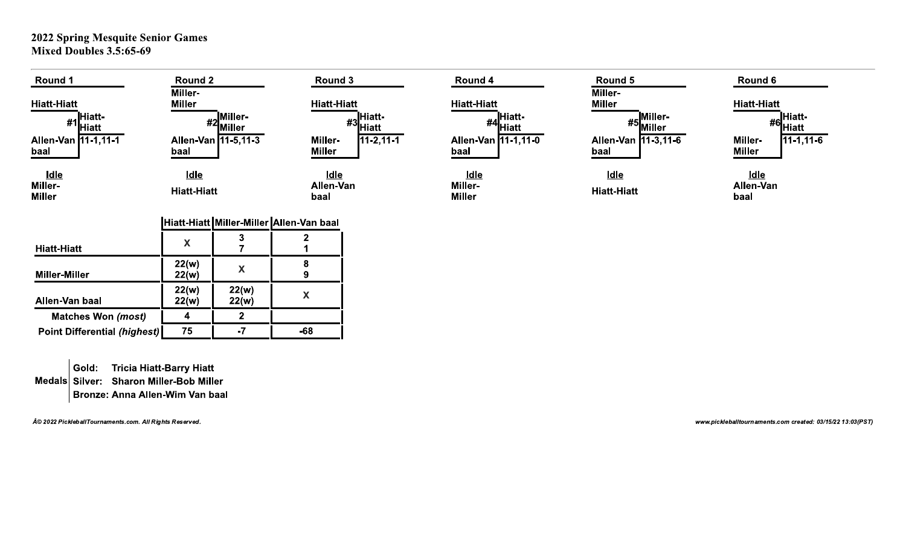**2022 Spring Mesquite Senior Games**
**Mixed Doubles 3.5:65-69**

| Round | Match | Team 1 | Team 2 | Winner | Score | Idle |
|---|---|---|---|---|---|---|
| Round 1 | #1 | Hiatt-Hiatt | Allen-Van baal | Hiatt-Hiatt | 11-1,11-1 | Miller-Miller |
| Round 2 | #2 | Miller-Miller | Allen-Van baal | Miller-Miller | 11-5,11-3 | Hiatt-Hiatt |
| Round 3 | #3 | Hiatt-Hiatt | Miller-Miller | Hiatt-Hiatt | 11-2,11-1 | Allen-Van baal |
| Round 4 | #4 | Hiatt-Hiatt | Allen-Van baal | Hiatt-Hiatt | 11-1,11-0 | Miller-Miller |
| Round 5 | #5 | Miller-Miller | Allen-Van baal | Miller-Miller | 11-3,11-6 | Hiatt-Hiatt |
| Round 6 | #6 | Hiatt-Hiatt | Miller-Miller | Hiatt-Hiatt | 11-1,11-6 | Allen-Van baal |

| | Hiatt-Hiatt | Miller-Miller | Allen-Van baal |
|---|---|---|---|
| Hiatt-Hiatt | X | 3<br>7 | 2<br>1 |
| Miller-Miller | 22(w)<br>22(w) | X | 8<br>9 |
| Allen-Van baal | 22(w)<br>22(w) | 22(w)<br>22(w) | X |
| Matches Won *(most)* | 4 | 2 | |
| Point Differential *(highest)* | 75 | -7 | -68 |

**Medals**
- Gold: Tricia Hiatt-Barry Hiatt
- Silver: Sharon Miller-Bob Miller
- Bronze: Anna Allen-Wim Van baal

*Â© 2022 PickleballTournaments.com. All Rights Reserved.*

*www.pickleballtournaments.com created: 03/15/22 13:03(PST)*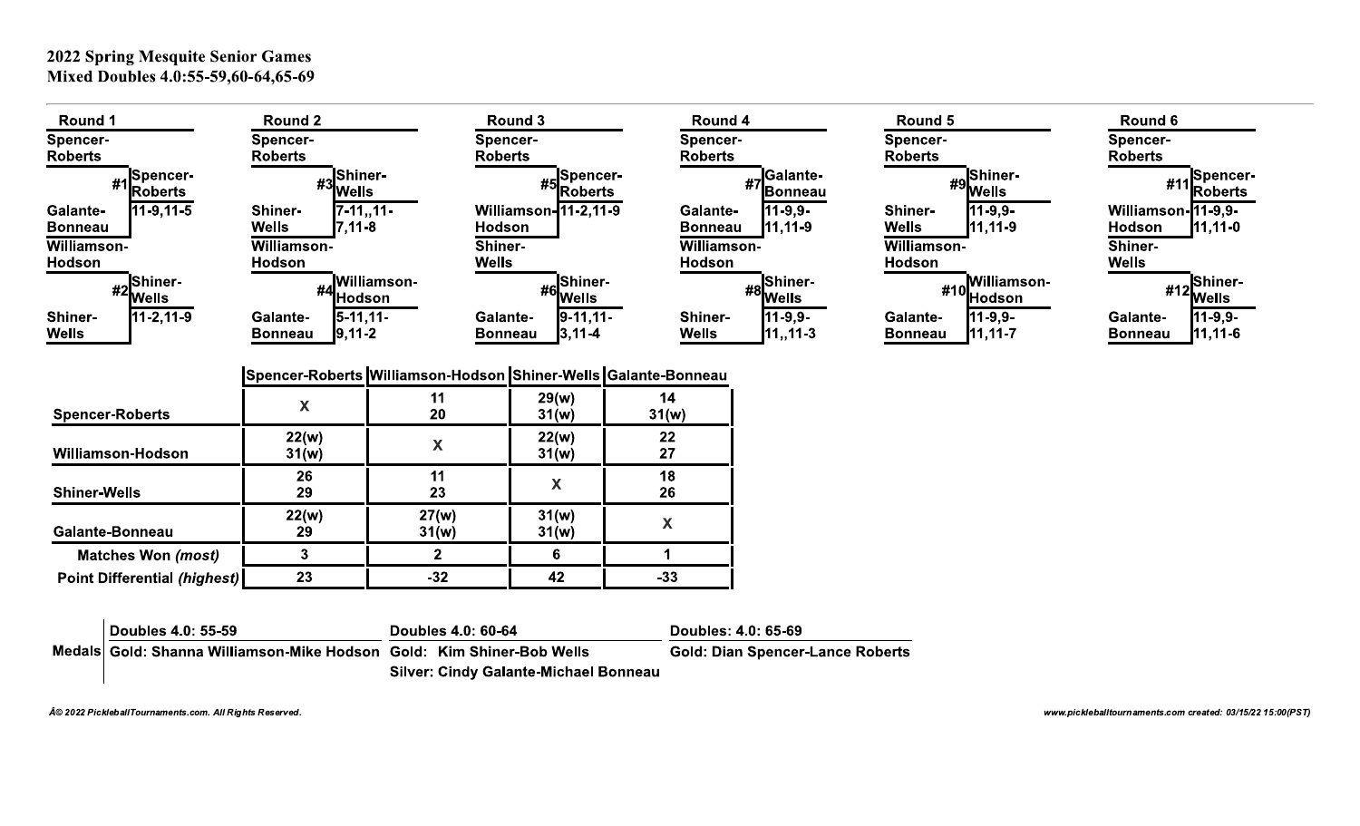**2022 Spring Mesquite Senior Games**
**Mixed Doubles 4.0:55-59,60-64,65-69**

| Round 1 | | Round 2 | | Round 3 | | Round 4 | | Round 5 | | Round 6 | |
|---|---|---|---|---|---|---|---|---|---|---|---|
| Spencer-Roberts | | Spencer-Roberts | | Spencer-Roberts | | Spencer-Roberts | | Spencer-Roberts | | Spencer-Roberts | |
| | #1 Spencer-Roberts | | #3 Shiner-Wells | | #5 Spencer-Roberts | | #7 Galante-Bonneau | | #9 Shiner-Wells | | #11 Spencer-Roberts |
| Galante-Bonneau | 11-9,11-5 | Shiner-Wells | 7-11,,11-7,11-8 | Williamson-Hodson | 11-2,11-9 | Galante-Bonneau | 11-9,9-11,11-9 | Shiner-Wells | 11-9,9-11,11-9 | Williamson-Hodson | 11-9,9-11,11-0 |
| Williamson-Hodson | | Williamson-Hodson | | Shiner-Wells | | Williamson-Hodson | | Williamson-Hodson | | Shiner-Wells | |
| | #2 Shiner-Wells | | #4 Williamson-Hodson | | #6 Shiner-Wells | | #8 Shiner-Wells | | #10 Williamson-Hodson | | #12 Shiner-Wells |
| Shiner-Wells | 11-2,11-9 | Galante-Bonneau | 5-11,11-9,11-2 | Galante-Bonneau | 9-11,11-3,11-4 | Shiner-Wells | 11-9,9-11,,11-3 | Galante-Bonneau | 11-9,9-11,11-7 | Galante-Bonneau | 11-9,9-11,11-6 |

| | Spencer-Roberts | Williamson-Hodson | Shiner-Wells | Galante-Bonneau |
|---|---|---|---|---|
| Spencer-Roberts | X | 11<br>20 | 29(w)<br>31(w) | 14<br>31(w) |
| Williamson-Hodson | 22(w)<br>31(w) | X | 22(w)<br>31(w) | 22<br>27 |
| Shiner-Wells | 26<br>29 | 11<br>23 | X | 18<br>26 |
| Galante-Bonneau | 22(w)<br>29 | 27(w)<br>31(w) | 31(w)<br>31(w) | X |
| Matches Won *(most)* | 3 | 2 | 6 | 1 |
| Point Differential *(highest)* | 23 | -32 | 42 | -33 |

| | Doubles 4.0: 55-59 | Doubles 4.0: 60-64 | Doubles: 4.0: 65-69 |
|---|---|---|---|
| Medals | Gold: Shanna Williamson-Mike Hodson | Gold: Kim Shiner-Bob Wells | Gold: Dian Spencer-Lance Roberts |
| | | Silver: Cindy Galante-Michael Bonneau | |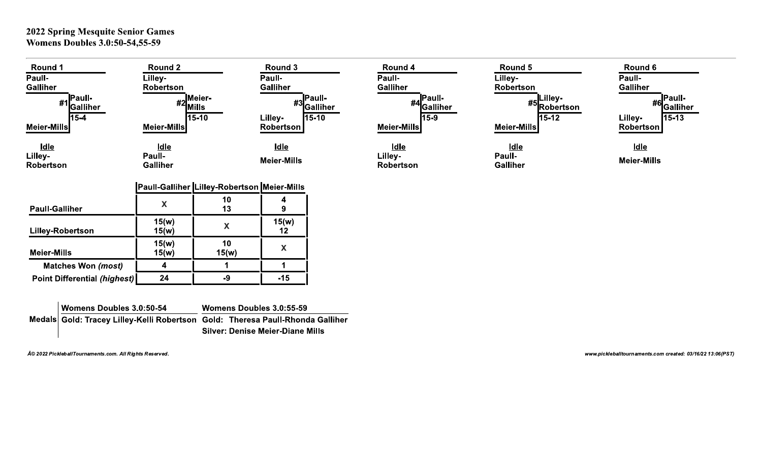## 2022 Spring Mesquite Senior Games
## Womens Doubles 3.0:50-54,55-59

| Round | Team 1 | Team 2 | Match | Winner | Score | Idle |
|---|---|---|---|---|---|---|
| Round 1 | Paull-Galliher | Meier-Mills | #1 | Paull-Galliher | 15-4 | Lilley-Robertson |
| Round 2 | Lilley-Robertson | Meier-Mills | #2 | Meier-Mills | 15-10 | Paull-Galliher |
| Round 3 | Paull-Galliher | Lilley-Robertson | #3 | Paull-Galliher | 15-10 | Meier-Mills |
| Round 4 | Paull-Galliher | Meier-Mills | #4 | Paull-Galliher | 15-9 | Lilley-Robertson |
| Round 5 | Lilley-Robertson | Meier-Mills | #5 | Lilley-Robertson | 15-12 | Paull-Galliher |
| Round 6 | Paull-Galliher | Lilley-Robertson | #6 | Paull-Galliher | 15-13 | Meier-Mills |

| | Paull-Galliher | Lilley-Robertson | Meier-Mills |
|---|---|---|---|
| Paull-Galliher | X | 10<br>13 | 4<br>9 |
| Lilley-Robertson | 15(w)<br>15(w) | X | 15(w)<br>12 |
| Meier-Mills | 15(w)<br>15(w) | 10<br>15(w) | X |
| Matches Won *(most)* | 4 | 1 | 1 |
| Point Differential *(highest)* | 24 | -9 | -15 |

| | Womens Doubles 3.0:50-54 | Womens Doubles 3.0:55-59 |
|---|---|---|
| Medals | Gold: Tracey Lilley-Kelli Robertson | Gold: Theresa Paull-Rhonda Galliher |
| | | Silver: Denise Meier-Diane Mills |

*Â© 2022 PickleballTournaments.com. All Rights Reserved.*

*www.pickleballtournaments.com created: 03/16/22 13:06(PST)*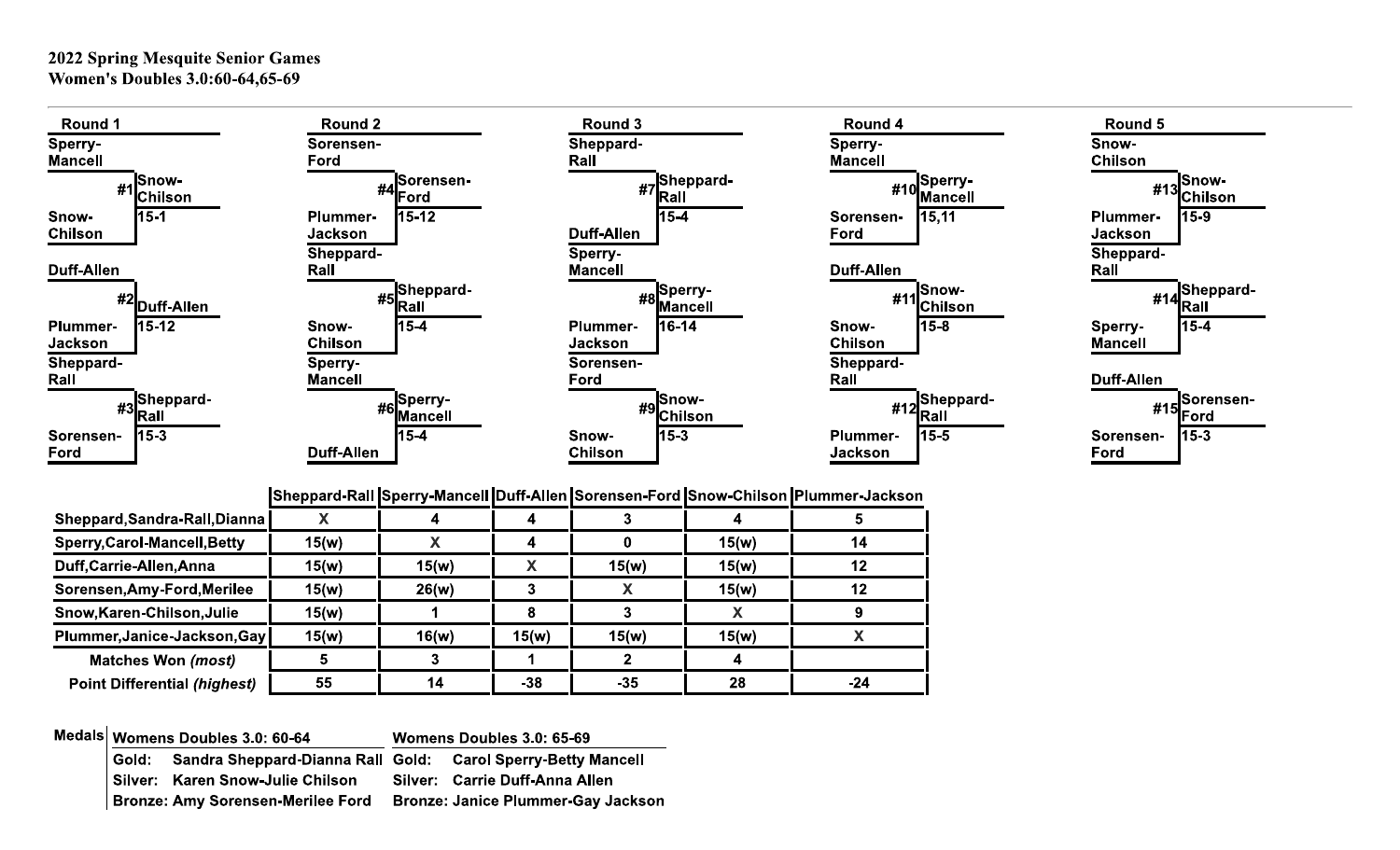**2022 Spring Mesquite Senior Games**
**Women's Doubles 3.0:60-64,65-69**

| Round 1 | Round 2 | Round 3 | Round 4 | Round 5 |
|---|---|---|---|---|
| #1 Sperry-Mancell vs Snow-Chilson — Winner: Snow-Chilson 15-1 | #4 Sorensen-Ford vs Plummer-Jackson — Winner: Sorensen-Ford 15-12 | #7 Sheppard-Rall vs Duff-Allen — Winner: Sheppard-Rall 15-4 | #10 Sperry-Mancell vs Sorensen-Ford — Winner: Sperry-Mancell 15,11 | #13 Snow-Chilson vs Plummer-Jackson — Winner: Snow-Chilson 15-9 |
| #2 Duff-Allen vs Plummer-Jackson — Winner: Duff-Allen 15-12 | #5 Sheppard-Rall vs Snow-Chilson — Winner: Sheppard-Rall 15-4 | #8 Sperry-Mancell vs Plummer-Jackson — Winner: Sperry-Mancell 16-14 | #11 Duff-Allen vs Snow-Chilson — Winner: Snow-Chilson 15-8 | #14 Sheppard-Rall vs Sperry-Mancell — Winner: Sheppard-Rall 15-4 |
| #3 Sheppard-Rall vs Sorensen-Ford — Winner: Sheppard-Rall 15-3 | #6 Sperry-Mancell vs Duff-Allen — Winner: Sperry-Mancell 15-4 | #9 Sorensen-Ford vs Snow-Chilson — Winner: Snow-Chilson 15-3 | #12 Sheppard-Rall vs Plummer-Jackson — Winner: Sheppard-Rall 15-5 | #15 Duff-Allen vs Sorensen-Ford — Winner: Sorensen-Ford 15-3 |

| | Sheppard-Rall | Sperry-Mancell | Duff-Allen | Sorensen-Ford | Snow-Chilson | Plummer-Jackson |
|---|---|---|---|---|---|---|
| Sheppard,Sandra-Rall,Dianna | X | 4 | 4 | 3 | 4 | 5 |
| Sperry,Carol-Mancell,Betty | 15(w) | X | 4 | 0 | 15(w) | 14 |
| Duff,Carrie-Allen,Anna | 15(w) | 15(w) | X | 15(w) | 15(w) | 12 |
| Sorensen,Amy-Ford,Merilee | 15(w) | 26(w) | 3 | X | 15(w) | 12 |
| Snow,Karen-Chilson,Julie | 15(w) | 1 | 8 | 3 | X | 9 |
| Plummer,Janice-Jackson,Gay | 15(w) | 16(w) | 15(w) | 15(w) | 15(w) | X |
| Matches Won *(most)* | 5 | 3 | 1 | 2 | 4 | |
| Point Differential *(highest)* | 55 | 14 | -38 | -35 | 28 | -24 |

**Medals**

| Womens Doubles 3.0: 60-64 | Womens Doubles 3.0: 65-69 |
|---|---|
| Gold: Sandra Sheppard-Dianna Rall | Gold: Carol Sperry-Betty Mancell |
| Silver: Karen Snow-Julie Chilson | Silver: Carrie Duff-Anna Allen |
| Bronze: Amy Sorensen-Merilee Ford | Bronze: Janice Plummer-Gay Jackson |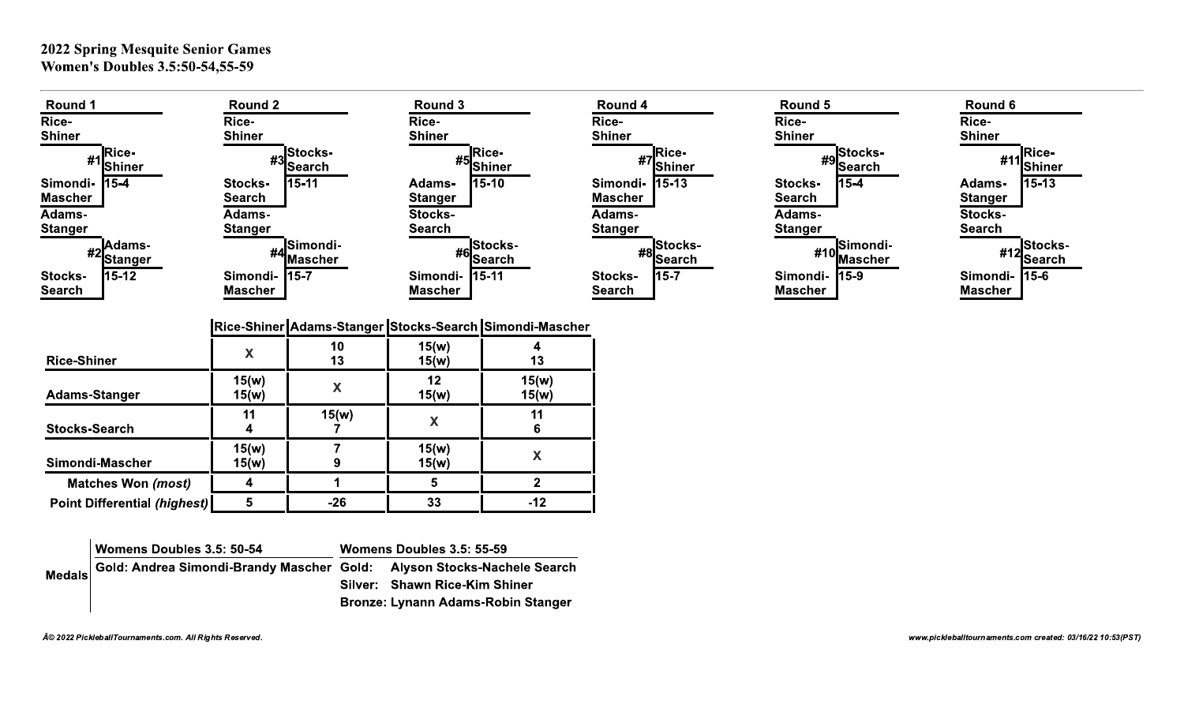# 2022 Spring Mesquite Senior Games
## Women's Doubles 3.5:50-54,55-59

| Round | Match | Team 1 | Team 2 | Winner | Score |
|---|---|---|---|---|---|
| Round 1 | #1 | Rice-Shiner | Simondi-Mascher | Rice-Shiner | 15-4 |
| Round 1 | #2 | Adams-Stanger | Stocks-Search | Adams-Stanger | 15-12 |
| Round 2 | #3 | Rice-Shiner | Stocks-Search | Stocks-Search | 15-11 |
| Round 2 | #4 | Adams-Stanger | Simondi-Mascher | Simondi-Mascher | 15-7 |
| Round 3 | #5 | Rice-Shiner | Adams-Stanger | Rice-Shiner | 15-10 |
| Round 3 | #6 | Stocks-Search | Simondi-Mascher | Stocks-Search | 15-11 |
| Round 4 | #7 | Rice-Shiner | Simondi-Mascher | Rice-Shiner | 15-13 |
| Round 4 | #8 | Adams-Stanger | Stocks-Search | Stocks-Search | 15-7 |
| Round 5 | #9 | Rice-Shiner | Stocks-Search | Stocks-Search | 15-4 |
| Round 5 | #10 | Adams-Stanger | Simondi-Mascher | Simondi-Mascher | 15-9 |
| Round 6 | #11 | Rice-Shiner | Adams-Stanger | Rice-Shiner | 15-13 |
| Round 6 | #12 | Stocks-Search | Simondi-Mascher | Stocks-Search | 15-6 |

| | Rice-Shiner | Adams-Stanger | Stocks-Search | Simondi-Mascher |
|---|---|---|---|---|
| **Rice-Shiner** | X | 10<br>13 | 15(w)<br>15(w) | 4<br>13 |
| **Adams-Stanger** | 15(w)<br>15(w) | X | 12<br>15(w) | 15(w)<br>15(w) |
| **Stocks-Search** | 11<br>4 | 15(w)<br>7 | X | 11<br>6 |
| **Simondi-Mascher** | 15(w)<br>15(w) | 7<br>9 | 15(w)<br>15(w) | X |
| **Matches Won *(most)*** | 4 | 1 | 5 | 2 |
| **Point Differential *(highest)*** | 5 | -26 | 33 | -12 |

| Medals | Womens Doubles 3.5: 50-54 | Womens Doubles 3.5: 55-59 |
|---|---|---|
| | Gold: Andrea Simondi-Brandy Mascher | Gold: Alyson Stocks-Nachele Search |
| | | Silver: Shawn Rice-Kim Shiner |
| | | Bronze: Lynann Adams-Robin Stanger |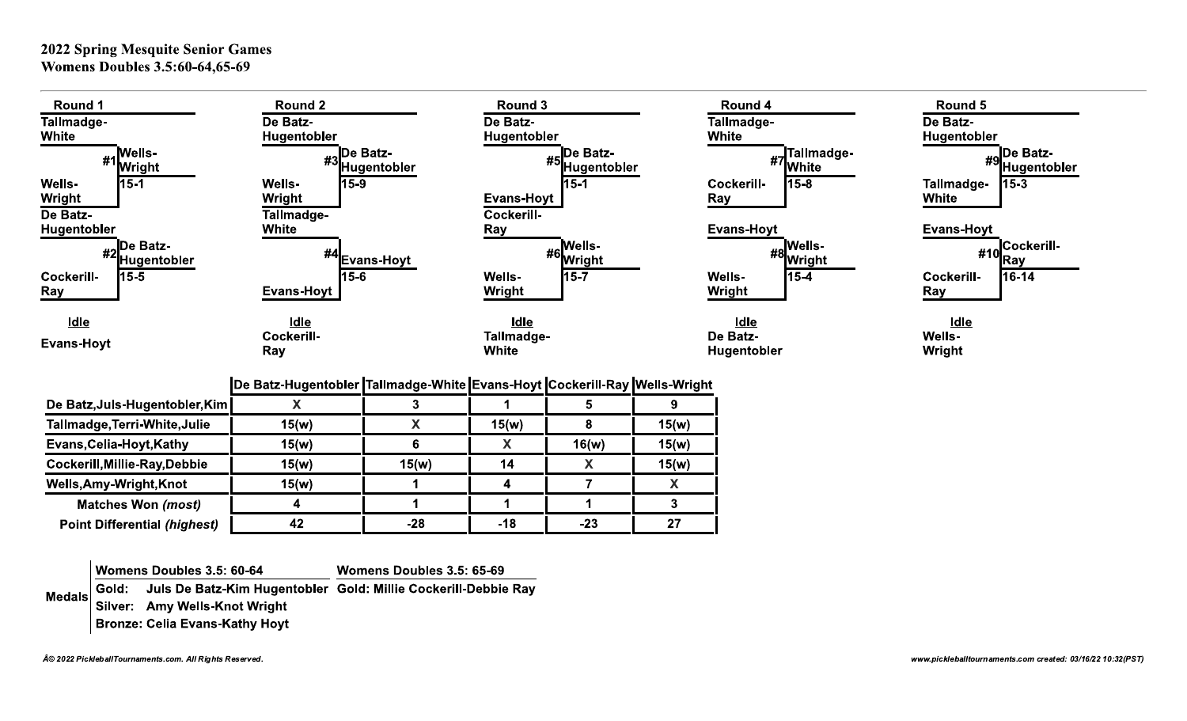**2022 Spring Mesquite Senior Games**
**Womens Doubles 3.5:60-64,65-69**

**Round 1**

- #1: Tallmadge-White vs Wells-Wright — Winner: Wells-Wright 15-1
- #2: De Batz-Hugentobler vs Cockerill-Ray — Winner: De Batz-Hugentobler 15-5
- Idle: Evans-Hoyt

**Round 2**

- #3: De Batz-Hugentobler vs Wells-Wright — Winner: De Batz-Hugentobler 15-9
- #4: Tallmadge-White vs Evans-Hoyt — Winner: Evans-Hoyt 15-6
- Idle: Cockerill-Ray

**Round 3**

- #5: De Batz-Hugentobler vs Evans-Hoyt — Winner: De Batz-Hugentobler 15-1
- #6: Cockerill-Ray vs Wells-Wright — Winner: Wells-Wright 15-7
- Idle: Tallmadge-White

**Round 4**

- #7: Tallmadge-White vs Cockerill-Ray — Winner: Tallmadge-White 15-8
- #8: Evans-Hoyt vs Wells-Wright — Winner: Wells-Wright 15-4
- Idle: De Batz-Hugentobler

**Round 5**

- #9: De Batz-Hugentobler vs Tallmadge-White — Winner: De Batz-Hugentobler 15-3
- #10: Evans-Hoyt vs Cockerill-Ray — Winner: Cockerill-Ray 16-14
- Idle: Wells-Wright

| | De Batz-Hugentobler | Tallmadge-White | Evans-Hoyt | Cockerill-Ray | Wells-Wright |
|---|---|---|---|---|---|
| De Batz,Juls-Hugentobler,Kim | X | 3 | 1 | 5 | 9 |
| Tallmadge,Terri-White,Julie | 15(w) | X | 15(w) | 8 | 15(w) |
| Evans,Celia-Hoyt,Kathy | 15(w) | 6 | X | 16(w) | 15(w) |
| Cockerill,Millie-Ray,Debbie | 15(w) | 15(w) | 14 | X | 15(w) |
| Wells,Amy-Wright,Knot | 15(w) | 1 | 4 | 7 | X |
| Matches Won *(most)* | 4 | 1 | 1 | 1 | 3 |
| Point Differential *(highest)* | 42 | -28 | -18 | -23 | 27 |

**Medals**

| Womens Doubles 3.5: 60-64 | Womens Doubles 3.5: 65-69 |
|---|---|
| Gold: Juls De Batz-Kim Hugentobler | Gold: Millie Cockerill-Debbie Ray |
| Silver: Amy Wells-Knot Wright | |
| Bronze: Celia Evans-Kathy Hoyt | |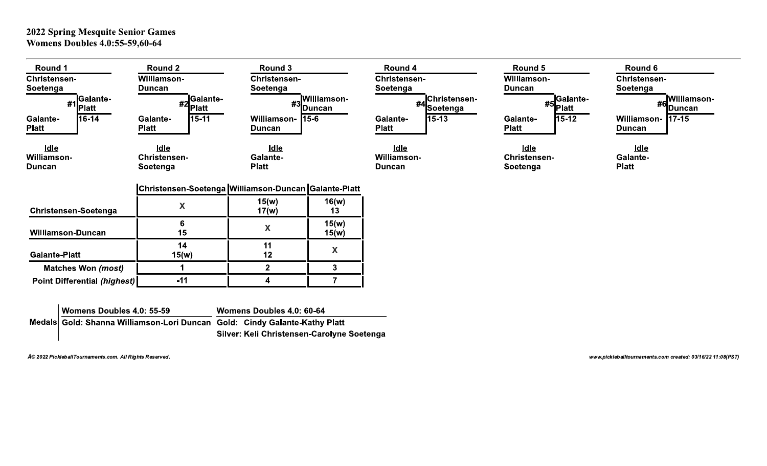**2022 Spring Mesquite Senior Games**
**Womens Doubles 4.0:55-59,60-64**

| Round 1 | Round 2 | Round 3 | Round 4 | Round 5 | Round 6 |
|---|---|---|---|---|---|
| Christensen-Soetenga vs Galante-Platt | Williamson-Duncan vs Galante-Platt | Christensen-Soetenga vs Williamson-Duncan | Christensen-Soetenga vs Galante-Platt | Williamson-Duncan vs Galante-Platt | Christensen-Soetenga vs Williamson-Duncan |
| #1 Galante-Platt 16-14 | #2 Galante-Platt 15-11 | #3 Williamson-Duncan 15-6 | #4 Christensen-Soetenga 15-13 | #5 Galante-Platt 15-12 | #6 Williamson-Duncan 17-15 |
| Idle: Williamson-Duncan | Idle: Christensen-Soetenga | Idle: Galante-Platt | Idle: Williamson-Duncan | Idle: Christensen-Soetenga | Idle: Galante-Platt |

| | Christensen-Soetenga | Williamson-Duncan | Galante-Platt |
|---|---|---|---|
| Christensen-Soetenga | X | 15(w) 17(w) | 16(w) 13 |
| Williamson-Duncan | 6 15 | X | 15(w) 15(w) |
| Galante-Platt | 14 15(w) | 11 12 | X |
| Matches Won *(most)* | 1 | 2 | 3 |
| Point Differential *(highest)* | -11 | 4 | 7 |

| Medals | Womens Doubles 4.0: 55-59 | Womens Doubles 4.0: 60-64 |
|---|---|---|
| | Gold: Shanna Williamson-Lori Duncan | Gold: Cindy Galante-Kathy Platt |
| | | Silver: Keli Christensen-Carolyne Soetenga |